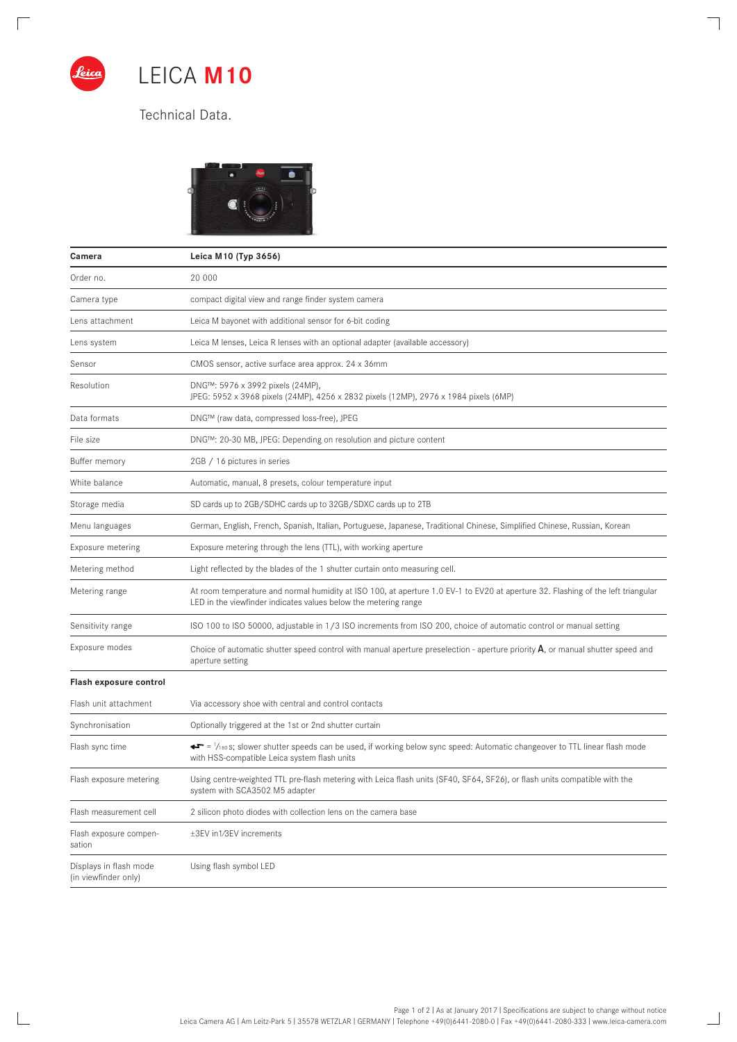# LEICA M10

Technical Data.

| Camera | Leica M10 (Typ 3656) |
|---|---|
| Order no. | 20 000 |
| Camera type | compact digital view and range finder system camera |
| Lens attachment | Leica M bayonet with additional sensor for 6-bit coding |
| Lens system | Leica M lenses, Leica R lenses with an optional adapter (available accessory) |
| Sensor | CMOS sensor, active surface area approx. 24 x 36mm |
| Resolution | DNG™: 5976 x 3992 pixels (24MP), JPEG: 5952 x 3968 pixels (24MP), 4256 x 2832 pixels (12MP), 2976 x 1984 pixels (6MP) |
| Data formats | DNG™ (raw data, compressed loss-free), JPEG |
| File size | DNG™: 20-30 MB, JPEG: Depending on resolution and picture content |
| Buffer memory | 2GB / 16 pictures in series |
| White balance | Automatic, manual, 8 presets, colour temperature input |
| Storage media | SD cards up to 2GB/SDHC cards up to 32GB/SDXC cards up to 2TB |
| Menu languages | German, English, French, Spanish, Italian, Portuguese, Japanese, Traditional Chinese, Simplified Chinese, Russian, Korean |
| Exposure metering | Exposure metering through the lens (TTL), with working aperture |
| Metering method | Light reflected by the blades of the 1 shutter curtain onto measuring cell. |
| Metering range | At room temperature and normal humidity at ISO 100, at aperture 1.0 EV-1 to EV20 at aperture 32. Flashing of the left triangular LED in the viewfinder indicates values below the metering range |
| Sensitivity range | ISO 100 to ISO 50000, adjustable in 1/3 ISO increments from ISO 200, choice of automatic control or manual setting |
| Exposure modes | Choice of automatic shutter speed control with manual aperture preselection - aperture priority **A**, or manual shutter speed and aperture setting |
| **Flash exposure control** | |
| Flash unit attachment | Via accessory shoe with central and control contacts |
| Synchronisation | Optionally triggered at the 1st or 2nd shutter curtain |
| Flash sync time | ⚡ = 1/180 s; slower shutter speeds can be used, if working below sync speed: Automatic changeover to TTL linear flash mode with HSS-compatible Leica system flash units |
| Flash exposure metering | Using centre-weighted TTL pre-flash metering with Leica flash units (SF40, SF64, SF26), or flash units compatible with the system with SCA3502 M5 adapter |
| Flash measurement cell | 2 silicon photo diodes with collection lens on the camera base |
| Flash exposure compensation | ±3EV in1/3EV increments |
| Displays in flash mode (in viewfinder only) | Using flash symbol LED |

Page 1 of 2 | As at January 2017 | Specifications are subject to change without notice
Leica Camera AG | Am Leitz-Park 5 | 35578 WETZLAR | GERMANY | Telephone +49(0)6441-2080-0 | Fax +49(0)6441-2080-333 | www.leica-camera.com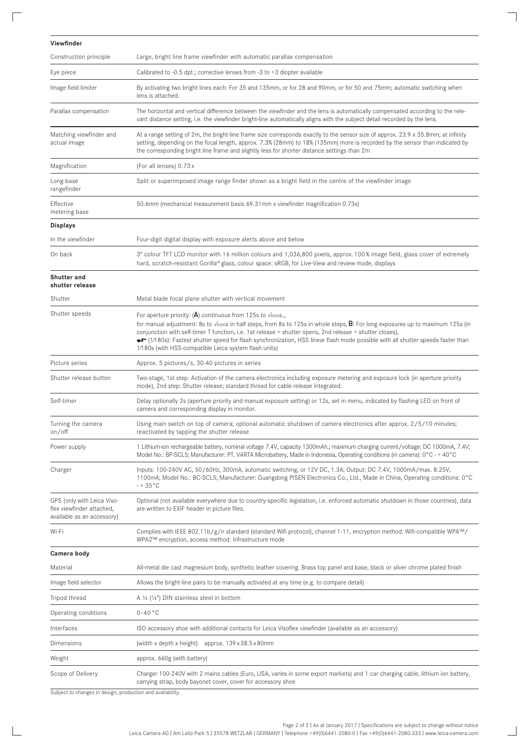| | |
|---|---|
| **Viewfinder** | |
| Construction principle | Large, bright line frame viewfinder with automatic parallax compensation |
| Eye piece | Calibrated to -0.5 dpt.; corrective lenses from -3 to +3 diopter available |
| Image field limiter | By activating two bright lines each: For 35 and 135mm, or for 28 and 90mm, or for 50 and 75mm; automatic switching when lens is attached. |
| Parallax compensation | The horizontal and vertical difference between the viewfinder and the lens is automatically compensated according to the relevant distance setting, i.e. the viewfinder bright-line automatically aligns with the subject detail recorded by the lens. |
| Matching viewfinder and actual image | At a range setting of 2m, the bright-line frame size corresponds exactly to the sensor size of approx. 23.9 x 35.8mm; at infinity setting, depending on the focal length, approx. 7.3% (28mm) to 18% (135mm) more is recorded by the sensor than indicated by the corresponding bright line frame and slightly less for shorter distance settings than 2m |
| Magnification | (For all lenses) 0.73x |
| Long-base rangefinder | Split or superimposed image range finder shown as a bright field in the centre of the viewfinder image |
| Effective metering base | 50.6mm (mechanical measurement basis 69.31mm x viewfinder magnification 0.73x) |
| **Displays** | |
| In the viewfinder | Four-digit digital display with exposure alerts above and below |
| On back | 3" colour TFT LCD monitor with 16 million colours and 1,036,800 pixels, approx. 100% image field, glass cover of extremely hard, scratch-resistant Gorilla® glass, colour space: sRGB, for Live-View and review mode, displays |
| **Shutter and shutter release** | |
| Shutter | Metal blade focal plane shutter with vertical movement |
| Shutter speeds | For aperture priority: (**A**) continuous from 125s to 1⁄4000s., for manual adjustment: 8s to 1⁄4000s in half steps, from 8s to 125s in whole steps, **B**: For long exposures up to maximum 125s (in conjunction with self-timer T function, i.e. 1st release = shutter opens, 2nd release = shutter closes), (1⁄180s): Fastest shutter speed for flash synchronization, HSS linear flash mode possible with all shutter speeds faster than 1⁄180s (with HSS-compatible Leica system flash units) |
| Picture series | Approx. 5 pictures/s, 30-40 pictures in series |
| Shutter release button | Two-stage, 1st step: Activation of the camera electronics including exposure metering and exposure lock (in aperture priority mode), 2nd step: Shutter release; standard thread for cable release integrated. |
| Self-timer | Delay optionally 2s (aperture priority and manual exposure setting) or 12s, set in menu, indicated by flashing LED on front of camera and corresponding display in monitor. |
| Turning the camera on/off | Using main switch on top of camera; optional automatic shutdown of camera electronics after approx. 2/5/10 minutes; reactivated by tapping the shutter release |
| Power supply | 1 Lithium-ion rechargeable battery, nominal voltage 7.4V, capacity 1300mAh.; maximum charging current/voltage: DC 1000mA, 7.4V; Model No.: BP-SCL5; Manufacturer: PT. VARTA Microbattery, Made in Indonesia, Operating conditions (in camera): 0°C - + 40°C |
| Charger | Inputs: 100-240V AC, 50/60Hz, 300mA, automatic switching, or 12V DC, 1.3A; Output: DC 7.4V, 1000mA/max. 8.25V, 1100mA; Model No.: BC-SCL5; Manufacturer: Guangdong PISEN Electronics Co., Ltd., Made in China, Operating conditions: 0°C - + 35°C |
| GPS (only with Leica Visoflex viewfinder attached, available as an accessory) | Optional (not available everywhere due to country-specific legislation, i.e. enforced automatic shutdown in those countries), data are written to EXIF header in picture files. |
| Wi-Fi | Complies with IEEE 802.11b/g/n standard (standard Wifi protocol), channel 1-11, encryption method: Wifi-compatible WPA™/ WPA2™ encryption, access method: Infrastructure mode |
| **Camera body** | |
| Material | All-metal die cast magnesium body, synthetic leather covering. Brass top panel and base, black or silver chrome plated finish |
| Image field selector | Allows the bright-line pairs to be manually activated at any time (e.g. to compare detail) |
| Tripod thread | A ¼ (¼") DIN stainless steel in bottom |
| Operating conditions | 0–40 °C |
| Interfaces | ISO accessory shoe with additional contacts for Leica Visoflex viewfinder (available as an accessory) |
| Dimensions | (width x depth x height) approx. 139 x 38.5 x 80mm |
| Weight | approx. 660g (with battery) |
| Scope of Delivery | Charger 100-240V with 2 mains cables (Euro, USA, varies in some export markets) and 1 car charging cable, lithium ion battery, carrying strap, body bayonet cover, cover for accessory shoe |

Subject to changes in design, production and availability.

As at January 2017 | Specifications are subject to change without notice

Leica Camera AG | Am Leitz-Park 5 | 35578 WETZLAR | GERMANY | Telephone +49(0)6441-2080-0 | Fax +49(0)6441-2080-333 | www.leica-camera.com